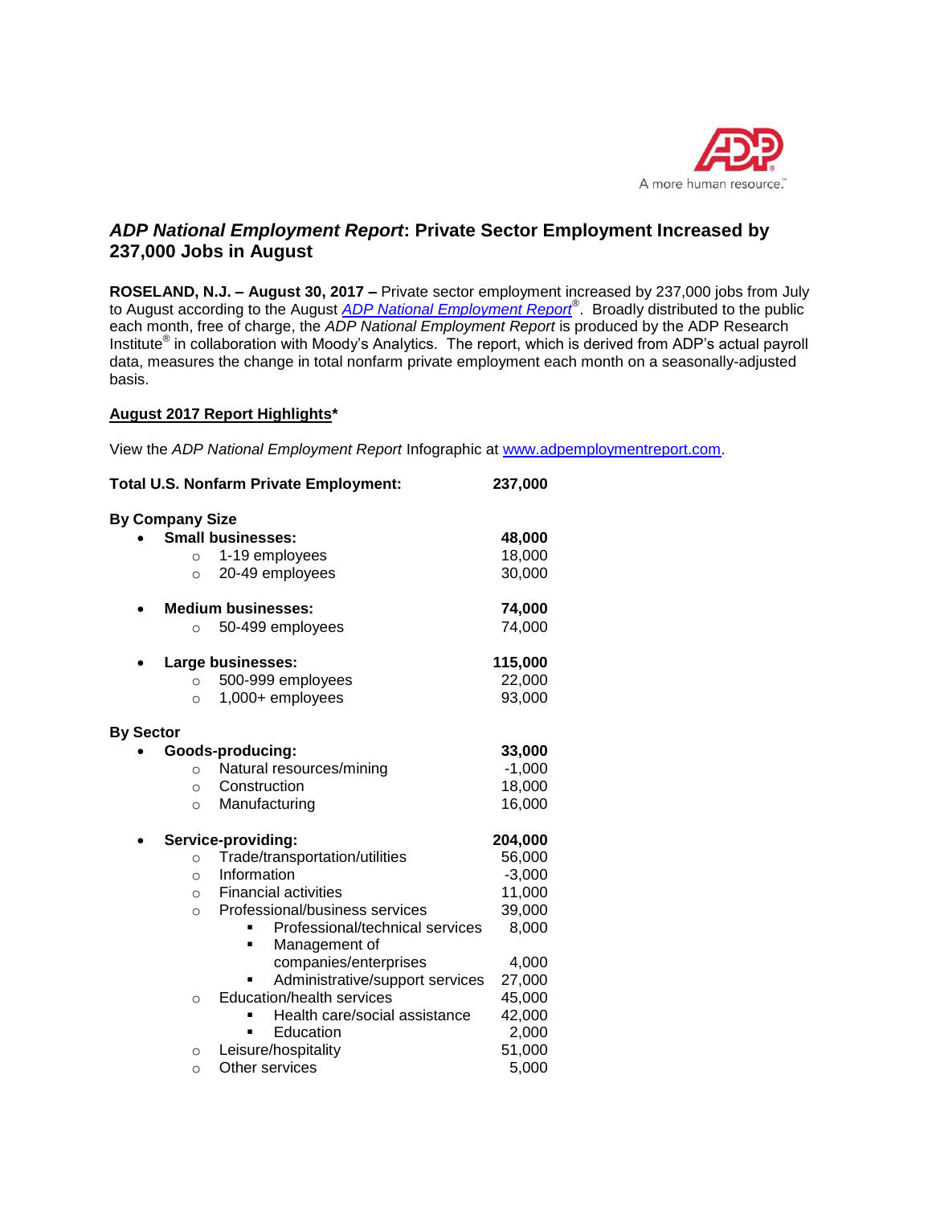# *ADP National Employment Report*: Private Sector Employment Increased by 237,000 Jobs in August

**ROSELAND, N.J. – August 30, 2017 –** Private sector employment increased by 237,000 jobs from July to August according to the August *ADP National Employment Report*®. Broadly distributed to the public each month, free of charge, the *ADP National Employment Report* is produced by the ADP Research Institute® in collaboration with Moody's Analytics. The report, which is derived from ADP's actual payroll data, measures the change in total nonfarm private employment each month on a seasonally-adjusted basis.

## August 2017 Report Highlights*

View the *ADP National Employment Report* Infographic at www.adpemploymentreport.com.

| | |
|---|---|
| **Total U.S. Nonfarm Private Employment:** | **237,000** |
| **By Company Size** | |
| • **Small businesses:** | **48,000** |
| ○ 1-19 employees | 18,000 |
| ○ 20-49 employees | 30,000 |
| • **Medium businesses:** | **74,000** |
| ○ 50-499 employees | 74,000 |
| • **Large businesses:** | **115,000** |
| ○ 500-999 employees | 22,000 |
| ○ 1,000+ employees | 93,000 |
| **By Sector** | |
| • **Goods-producing:** | **33,000** |
| ○ Natural resources/mining | -1,000 |
| ○ Construction | 18,000 |
| ○ Manufacturing | 16,000 |
| • **Service-providing:** | **204,000** |
| ○ Trade/transportation/utilities | 56,000 |
| ○ Information | -3,000 |
| ○ Financial activities | 11,000 |
| ○ Professional/business services | 39,000 |
| ▪ Professional/technical services | 8,000 |
| ▪ Management of companies/enterprises | 4,000 |
| ▪ Administrative/support services | 27,000 |
| ○ Education/health services | 45,000 |
| ▪ Health care/social assistance | 42,000 |
| ▪ Education | 2,000 |
| ○ Leisure/hospitality | 51,000 |
| ○ Other services | 5,000 |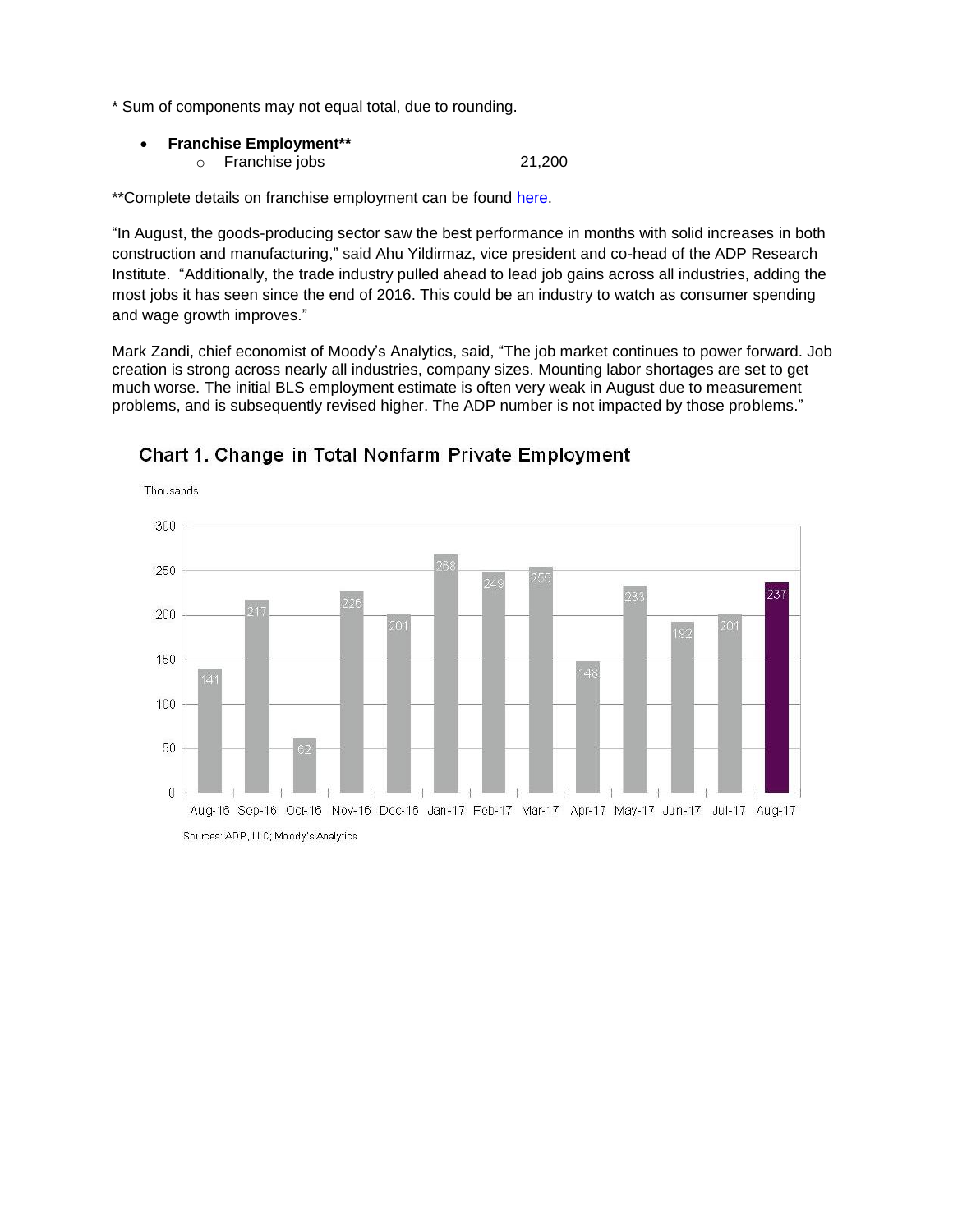* Sum of components may not equal total, due to rounding.

- **Franchise Employment****
  - Franchise jobs 21,200

**Complete details on franchise employment can be found here.

"In August, the goods-producing sector saw the best performance in months with solid increases in both construction and manufacturing," said Ahu Yildirmaz, vice president and co-head of the ADP Research Institute. "Additionally, the trade industry pulled ahead to lead job gains across all industries, adding the most jobs it has seen since the end of 2016. This could be an industry to watch as consumer spending and wage growth improves."

Mark Zandi, chief economist of Moody's Analytics, said, "The job market continues to power forward. Job creation is strong across nearly all industries, company sizes. Mounting labor shortages are set to get much worse. The initial BLS employment estimate is often very weak in August due to measurement problems, and is subsequently revised higher. The ADP number is not impacted by those problems."

**Chart 1. Change in Total Nonfarm Private Employment**

Thousands

| Month | Change |
|---|---|
| Aug-16 | 141 |
| Sep-16 | 217 |
| Oct-16 | 62 |
| Nov-16 | 226 |
| Dec-16 | 201 |
| Jan-17 | 268 |
| Feb-17 | 249 |
| Mar-17 | 255 |
| Apr-17 | 148 |
| May-17 | 233 |
| Jun-17 | 192 |
| Jul-17 | 201 |
| Aug-17 | 237 |

Sources: ADP, LLC; Moody's Analytics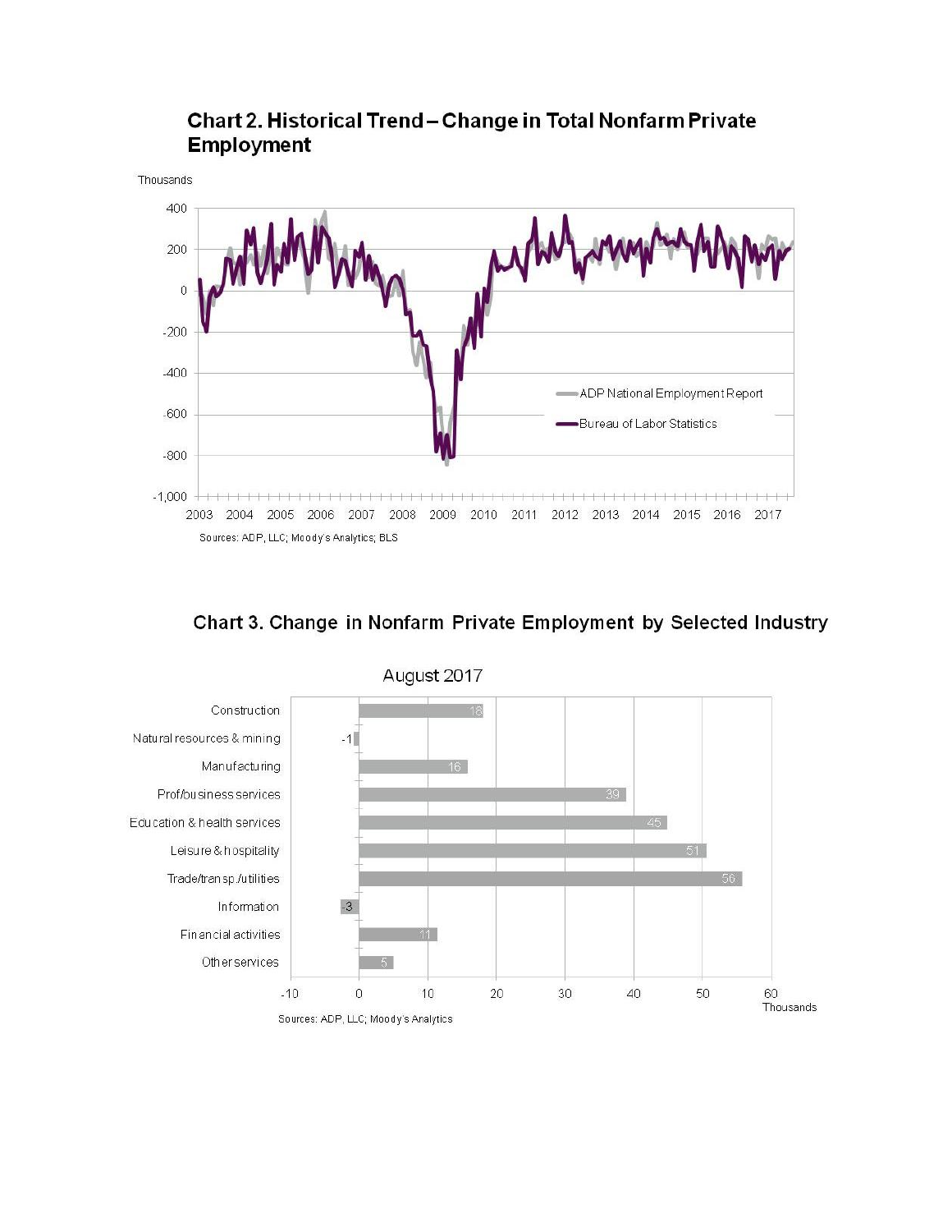## Chart 2. Historical Trend – Change in Total Nonfarm Private Employment

Thousands

Legend: ADP National Employment Report; Bureau of Labor Statistics

Y-axis: 400, 200, 0, -200, -400, -600, -800, -1,000

X-axis: 2003, 2004, 2005, 2006, 2007, 2008, 2009, 2010, 2011, 2012, 2013, 2014, 2015, 2016, 2017

Sources: ADP, LLC; Moody's Analytics; BLS

## Chart 3. Change in Nonfarm Private Employment by Selected Industry

August 2017

| Industry | Change (Thousands) |
| --- | --- |
| Construction | 18 |
| Natural resources & mining | -1 |
| Manufacturing | 16 |
| Prof/business services | 39 |
| Education & health services | 45 |
| Leisure & hospitality | 51 |
| Trade/transp./utilities | 56 |
| Information | -3 |
| Financial activities | 11 |
| Other services | 5 |

Thousands

Sources: ADP, LLC; Moody's Analytics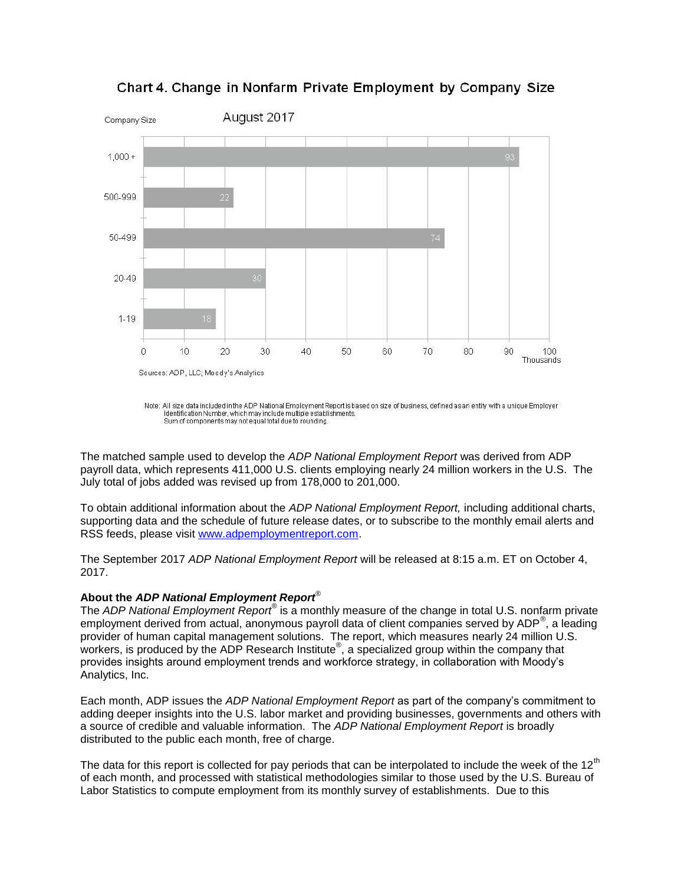## Chart 4. Change in Nonfarm Private Employment by Company Size

August 2017

| Company Size | Change (Thousands) |
| --- | --- |
| 1,000 + | 93 |
| 500-999 | 22 |
| 50-499 | 74 |
| 20-49 | 30 |
| 1-19 | 18 |

Sources: ADP, LLC; Moody's Analytics

Note: All size data included in the ADP National Employment Report is based on size of business, defined as an entity with a unique Employer Identification Number, which may include multiple establishments.
Sum of components may not equal total due to rounding.

The matched sample used to develop the *ADP National Employment Report* was derived from ADP payroll data, which represents 411,000 U.S. clients employing nearly 24 million workers in the U.S. The July total of jobs added was revised up from 178,000 to 201,000.

To obtain additional information about the *ADP National Employment Report,* including additional charts, supporting data and the schedule of future release dates, or to subscribe to the monthly email alerts and RSS feeds, please visit [www.adpemploymentreport.com](http://www.adpemploymentreport.com).

The September 2017 *ADP National Employment Report* will be released at 8:15 a.m. ET on October 4, 2017.

**About the *ADP National Employment Report*®**

The *ADP National Employment Report*® is a monthly measure of the change in total U.S. nonfarm private employment derived from actual, anonymous payroll data of client companies served by ADP®, a leading provider of human capital management solutions. The report, which measures nearly 24 million U.S. workers, is produced by the ADP Research Institute®, a specialized group within the company that provides insights around employment trends and workforce strategy, in collaboration with Moody's Analytics, Inc.

Each month, ADP issues the *ADP National Employment Report* as part of the company's commitment to adding deeper insights into the U.S. labor market and providing businesses, governments and others with a source of credible and valuable information. The *ADP National Employment Report* is broadly distributed to the public each month, free of charge.

The data for this report is collected for pay periods that can be interpolated to include the week of the 12th of each month, and processed with statistical methodologies similar to those used by the U.S. Bureau of Labor Statistics to compute employment from its monthly survey of establishments. Due to this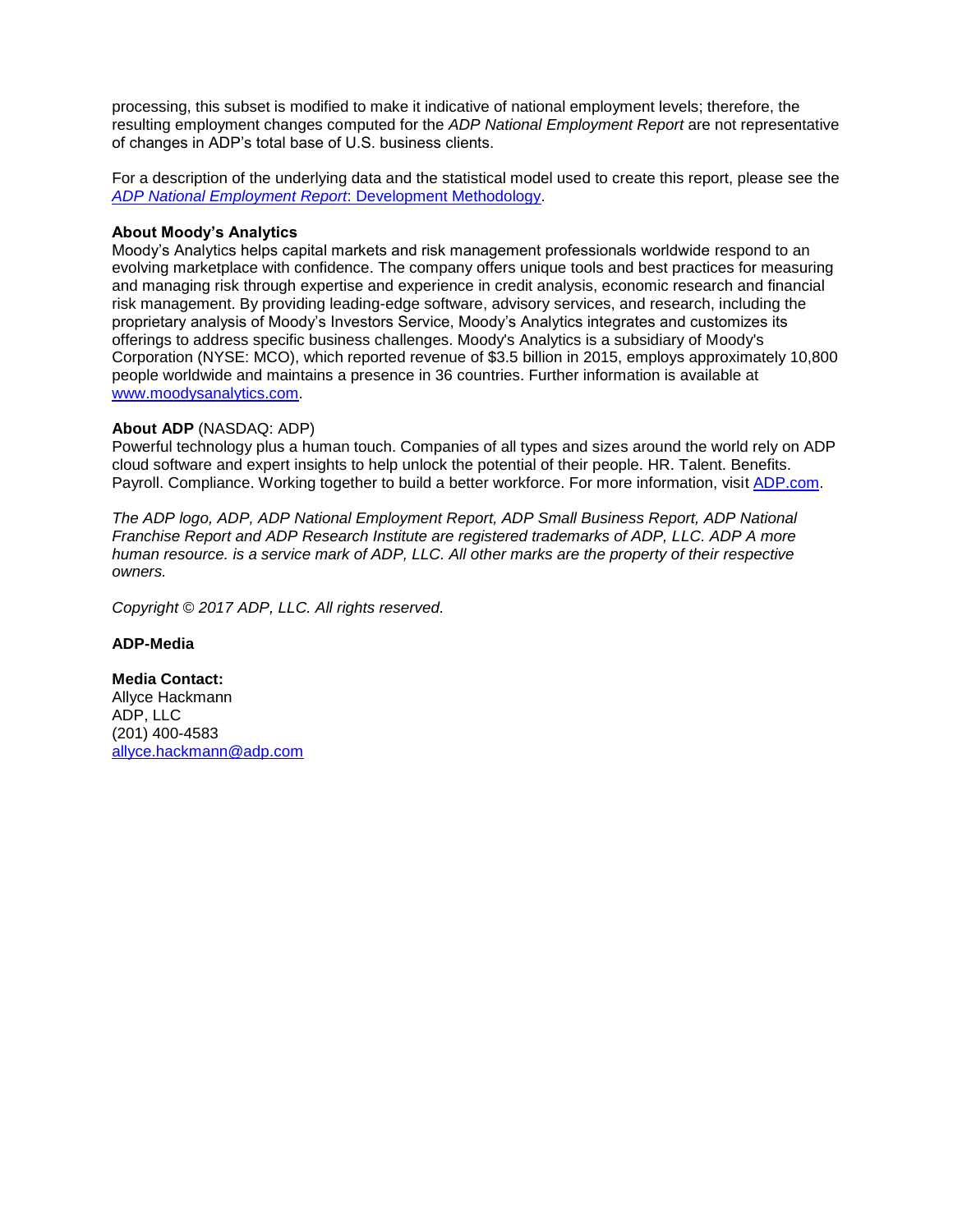processing, this subset is modified to make it indicative of national employment levels; therefore, the resulting employment changes computed for the *ADP National Employment Report* are not representative of changes in ADP's total base of U.S. business clients.

For a description of the underlying data and the statistical model used to create this report, please see the [*ADP National Employment Report*: Development Methodology](#).

**About Moody's Analytics**
Moody's Analytics helps capital markets and risk management professionals worldwide respond to an evolving marketplace with confidence. The company offers unique tools and best practices for measuring and managing risk through expertise and experience in credit analysis, economic research and financial risk management. By providing leading-edge software, advisory services, and research, including the proprietary analysis of Moody's Investors Service, Moody's Analytics integrates and customizes its offerings to address specific business challenges. Moody's Analytics is a subsidiary of Moody's Corporation (NYSE: MCO), which reported revenue of $3.5 billion in 2015, employs approximately 10,800 people worldwide and maintains a presence in 36 countries. Further information is available at [www.moodysanalytics.com](www.moodysanalytics.com).

**About ADP** (NASDAQ: ADP)
Powerful technology plus a human touch. Companies of all types and sizes around the world rely on ADP cloud software and expert insights to help unlock the potential of their people. HR. Talent. Benefits. Payroll. Compliance. Working together to build a better workforce. For more information, visit [ADP.com](ADP.com).

*The ADP logo, ADP, ADP National Employment Report, ADP Small Business Report, ADP National Franchise Report and ADP Research Institute are registered trademarks of ADP, LLC. ADP A more human resource. is a service mark of ADP, LLC. All other marks are the property of their respective owners.*

*Copyright © 2017 ADP, LLC. All rights reserved.*

**ADP-Media**

**Media Contact:**
Allyce Hackmann
ADP, LLC
(201) 400-4583
[allyce.hackmann@adp.com](mailto:allyce.hackmann@adp.com)